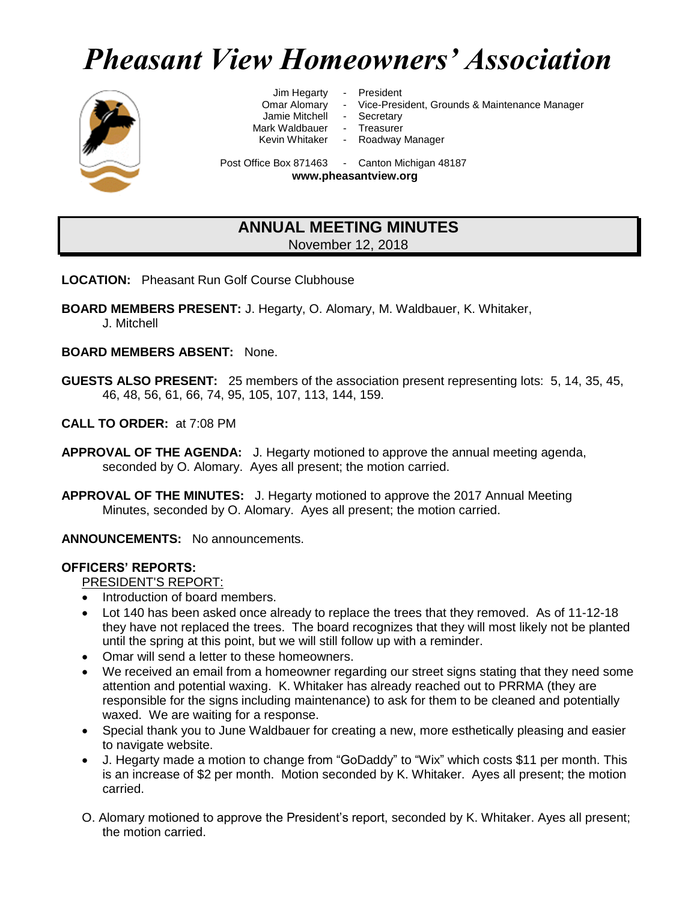# Pheasant View Homeowners' Association

Jim Hegarty - President
Omar Alomary - Vice-President, Grounds & Maintenance Manager
Jamie Mitchell - Secretary
Mark Waldbauer - Treasurer
Kevin Whitaker - Roadway Manager

Post Office Box 871463 - Canton Michigan 48187
**www.pheasantview.org**

## ANNUAL MEETING MINUTES

November 12, 2018

**LOCATION:** Pheasant Run Golf Course Clubhouse

**BOARD MEMBERS PRESENT:** J. Hegarty, O. Alomary, M. Waldbauer, K. Whitaker, J. Mitchell

**BOARD MEMBERS ABSENT:** None.

**GUESTS ALSO PRESENT:** 25 members of the association present representing lots: 5, 14, 35, 45, 46, 48, 56, 61, 66, 74, 95, 105, 107, 113, 144, 159.

**CALL TO ORDER:** at 7:08 PM

**APPROVAL OF THE AGENDA:** J. Hegarty motioned to approve the annual meeting agenda, seconded by O. Alomary. Ayes all present; the motion carried.

**APPROVAL OF THE MINUTES:** J. Hegarty motioned to approve the 2017 Annual Meeting Minutes, seconded by O. Alomary. Ayes all present; the motion carried.

**ANNOUNCEMENTS:** No announcements.

**OFFICERS' REPORTS:**

PRESIDENT'S REPORT:

- Introduction of board members.
- Lot 140 has been asked once already to replace the trees that they removed. As of 11-12-18 they have not replaced the trees. The board recognizes that they will most likely not be planted until the spring at this point, but we will still follow up with a reminder.
- Omar will send a letter to these homeowners.
- We received an email from a homeowner regarding our street signs stating that they need some attention and potential waxing. K. Whitaker has already reached out to PRRMA (they are responsible for the signs including maintenance) to ask for them to be cleaned and potentially waxed. We are waiting for a response.
- Special thank you to June Waldbauer for creating a new, more esthetically pleasing and easier to navigate website.
- J. Hegarty made a motion to change from "GoDaddy" to "Wix" which costs $11 per month. This is an increase of $2 per month. Motion seconded by K. Whitaker. Ayes all present; the motion carried.

O. Alomary motioned to approve the President's report, seconded by K. Whitaker. Ayes all present; the motion carried.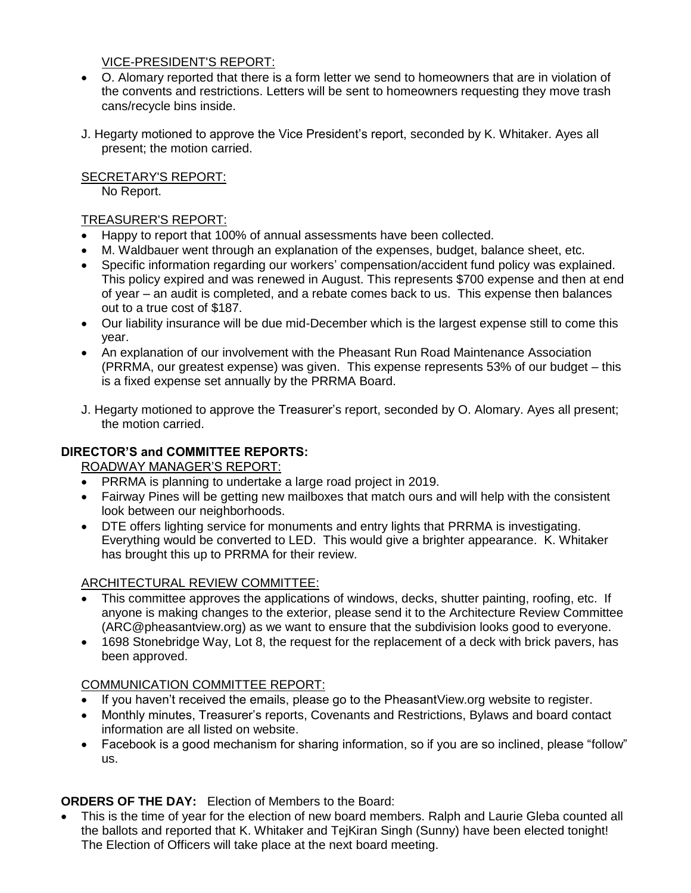VICE-PRESIDENT'S REPORT:

- O. Alomary reported that there is a form letter we send to homeowners that are in violation of the convents and restrictions. Letters will be sent to homeowners requesting they move trash cans/recycle bins inside.

J. Hegarty motioned to approve the Vice President's report, seconded by K. Whitaker. Ayes all present; the motion carried.

SECRETARY'S REPORT:

No Report.

TREASURER'S REPORT:

- Happy to report that 100% of annual assessments have been collected.
- M. Waldbauer went through an explanation of the expenses, budget, balance sheet, etc.
- Specific information regarding our workers' compensation/accident fund policy was explained. This policy expired and was renewed in August. This represents $700 expense and then at end of year – an audit is completed, and a rebate comes back to us. This expense then balances out to a true cost of $187.
- Our liability insurance will be due mid-December which is the largest expense still to come this year.
- An explanation of our involvement with the Pheasant Run Road Maintenance Association (PRRMA, our greatest expense) was given. This expense represents 53% of our budget – this is a fixed expense set annually by the PRRMA Board.

J. Hegarty motioned to approve the Treasurer's report, seconded by O. Alomary. Ayes all present; the motion carried.

**DIRECTOR'S and COMMITTEE REPORTS:**

ROADWAY MANAGER'S REPORT:

- PRRMA is planning to undertake a large road project in 2019.
- Fairway Pines will be getting new mailboxes that match ours and will help with the consistent look between our neighborhoods.
- DTE offers lighting service for monuments and entry lights that PRRMA is investigating. Everything would be converted to LED. This would give a brighter appearance. K. Whitaker has brought this up to PRRMA for their review.

ARCHITECTURAL REVIEW COMMITTEE:

- This committee approves the applications of windows, decks, shutter painting, roofing, etc. If anyone is making changes to the exterior, please send it to the Architecture Review Committee (ARC@pheasantview.org) as we want to ensure that the subdivision looks good to everyone.
- 1698 Stonebridge Way, Lot 8, the request for the replacement of a deck with brick pavers, has been approved.

COMMUNICATION COMMITTEE REPORT:

- If you haven't received the emails, please go to the PheasantView.org website to register.
- Monthly minutes, Treasurer's reports, Covenants and Restrictions, Bylaws and board contact information are all listed on website.
- Facebook is a good mechanism for sharing information, so if you are so inclined, please "follow" us.

**ORDERS OF THE DAY:** Election of Members to the Board:

- This is the time of year for the election of new board members. Ralph and Laurie Gleba counted all the ballots and reported that K. Whitaker and TejKiran Singh (Sunny) have been elected tonight! The Election of Officers will take place at the next board meeting.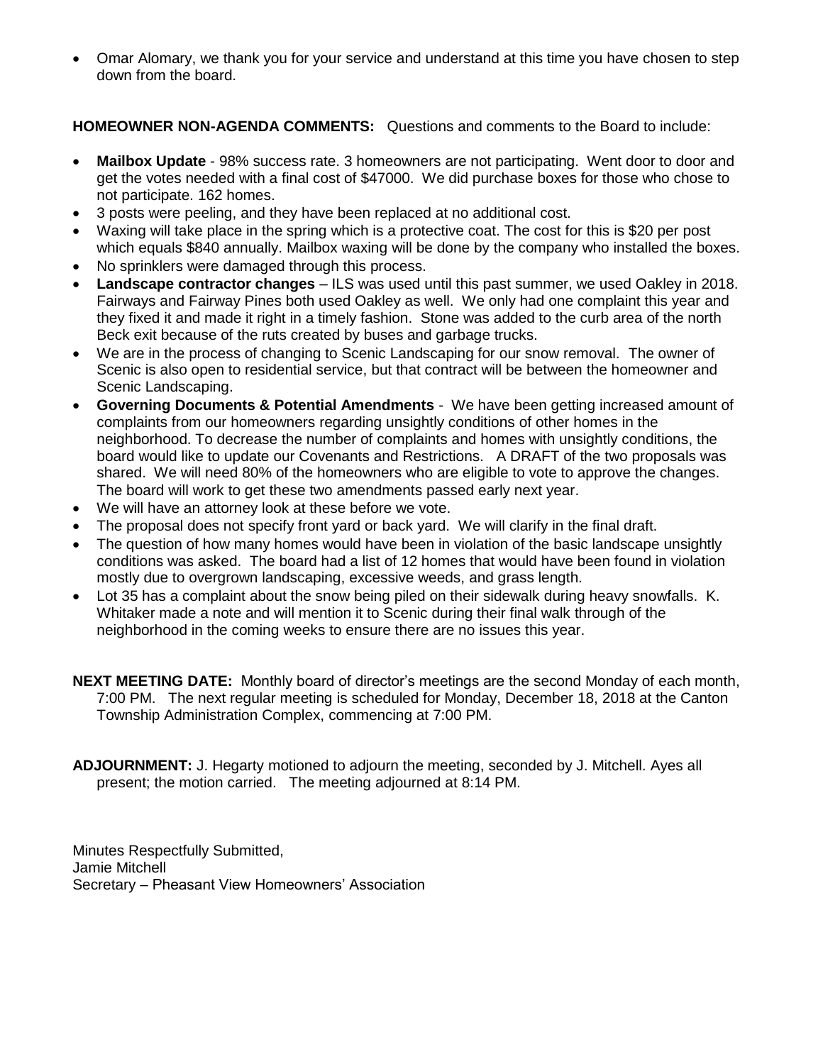- Omar Alomary, we thank you for your service and understand at this time you have chosen to step down from the board.

**HOMEOWNER NON-AGENDA COMMENTS:** Questions and comments to the Board to include:

- **Mailbox Update** - 98% success rate. 3 homeowners are not participating. Went door to door and get the votes needed with a final cost of $47000. We did purchase boxes for those who chose to not participate. 162 homes.
- 3 posts were peeling, and they have been replaced at no additional cost.
- Waxing will take place in the spring which is a protective coat. The cost for this is $20 per post which equals $840 annually. Mailbox waxing will be done by the company who installed the boxes.
- No sprinklers were damaged through this process.
- **Landscape contractor changes** – ILS was used until this past summer, we used Oakley in 2018. Fairways and Fairway Pines both used Oakley as well. We only had one complaint this year and they fixed it and made it right in a timely fashion. Stone was added to the curb area of the north Beck exit because of the ruts created by buses and garbage trucks.
- We are in the process of changing to Scenic Landscaping for our snow removal. The owner of Scenic is also open to residential service, but that contract will be between the homeowner and Scenic Landscaping.
- **Governing Documents & Potential Amendments** - We have been getting increased amount of complaints from our homeowners regarding unsightly conditions of other homes in the neighborhood. To decrease the number of complaints and homes with unsightly conditions, the board would like to update our Covenants and Restrictions. A DRAFT of the two proposals was shared. We will need 80% of the homeowners who are eligible to vote to approve the changes. The board will work to get these two amendments passed early next year.
- We will have an attorney look at these before we vote.
- The proposal does not specify front yard or back yard. We will clarify in the final draft.
- The question of how many homes would have been in violation of the basic landscape unsightly conditions was asked. The board had a list of 12 homes that would have been found in violation mostly due to overgrown landscaping, excessive weeds, and grass length.
- Lot 35 has a complaint about the snow being piled on their sidewalk during heavy snowfalls. K. Whitaker made a note and will mention it to Scenic during their final walk through of the neighborhood in the coming weeks to ensure there are no issues this year.

**NEXT MEETING DATE:** Monthly board of director's meetings are the second Monday of each month, 7:00 PM. The next regular meeting is scheduled for Monday, December 18, 2018 at the Canton Township Administration Complex, commencing at 7:00 PM.

**ADJOURNMENT:** J. Hegarty motioned to adjourn the meeting, seconded by J. Mitchell. Ayes all present; the motion carried. The meeting adjourned at 8:14 PM.

Minutes Respectfully Submitted,
Jamie Mitchell
Secretary – Pheasant View Homeowners' Association